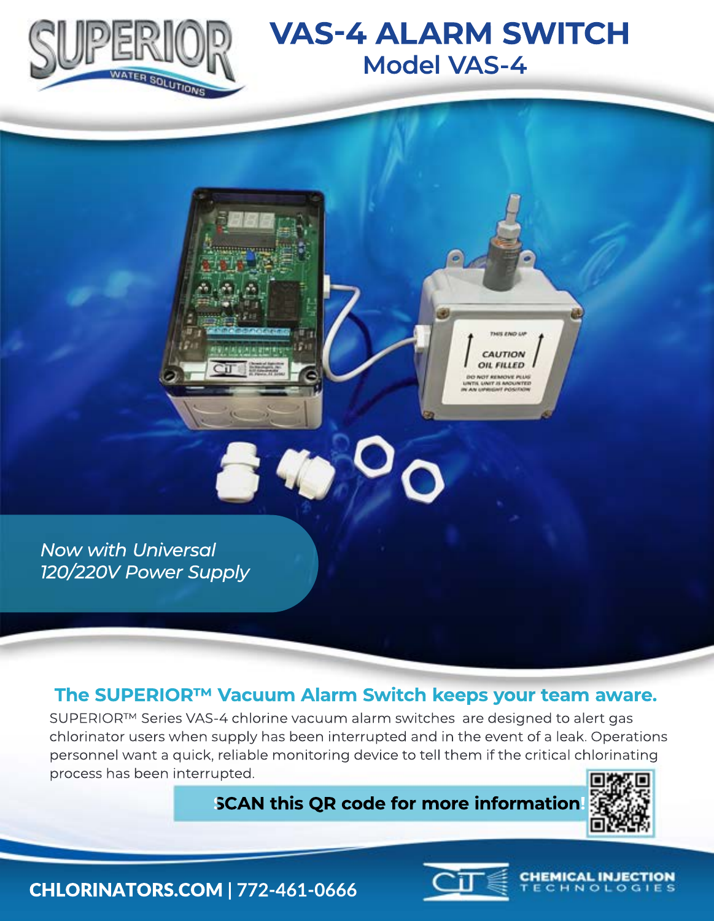# VAS-4 ALARM SWITCH

## Model VAS-4

*Now with Universal 120/220V Power Supply*

### The SUPERIOR™ Vacuum Alarm Switch keeps your team aware.

SUPERIOR™ Series VAS-4 chlorine vacuum alarm switches are designed to alert gas chlorinator users when supply has been interrupted and in the event of a leak. Operations personnel want a quick, reliable monitoring device to tell them if the critical chlorinating process has been interrupted.

**SCAN this QR code for more information!**

**CHLORINATORS.COM | 772-461-0666**

CHEMICAL INJECTION TECHNOLOGIES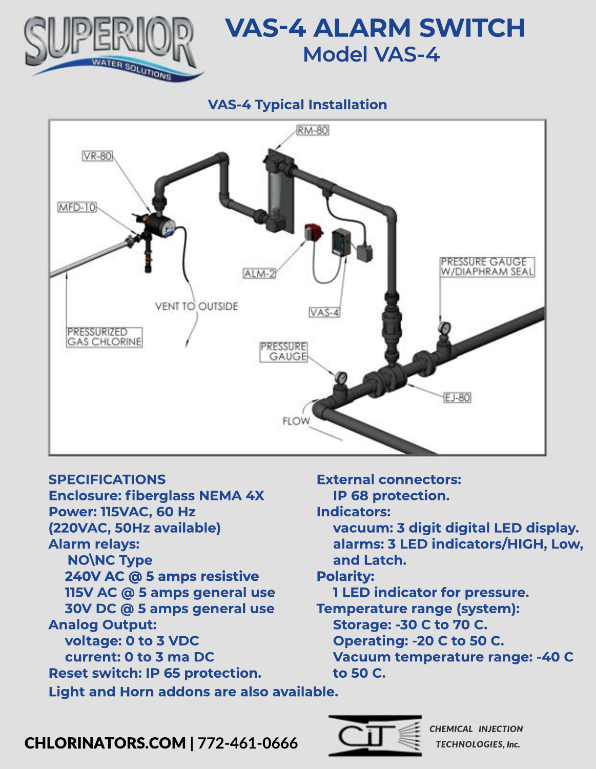# VAS-4 ALARM SWITCH

## Model VAS-4

### VAS-4 Typical Installation

RM-80

VR-80

MFD-10

ALM-2

VAS-4

PRESSURE GAUGE W/DIAPHRAM SEAL

VENT TO OUTSIDE

PRESSURIZED GAS CHLORINE

PRESSURE GAUGE

EJ-80

FLOW

**SPECIFICATIONS**

**Enclosure: fiberglass NEMA 4X**

**Power: 115VAC, 60 Hz (220VAC, 50Hz available)**

**Alarm relays:**
- **NO\NC Type**
- **240V AC @ 5 amps resistive**
- **115V AC @ 5 amps general use**
- **30V DC @ 5 amps general use**

**Analog Output:**
- **voltage: 0 to 3 VDC**
- **current: 0 to 3 ma DC**

**Reset switch: IP 65 protection.**

**External connectors:**
- **IP 68 protection.**

**Indicators:**
- **vacuum: 3 digit digital LED display.**
- **alarms: 3 LED indicators/HIGH, Low, and Latch.**

**Polarity:**
- **1 LED indicator for pressure.**

**Temperature range (system):**
- **Storage: -30 C to 70 C.**
- **Operating: -20 C to 50 C.**
- **Vacuum temperature range: -40 C to 50 C.**

**Light and Horn addons are also available.**

**CHLORINATORS.COM | 772-461-0666**

*CHEMICAL INJECTION TECHNOLOGIES, Inc.*